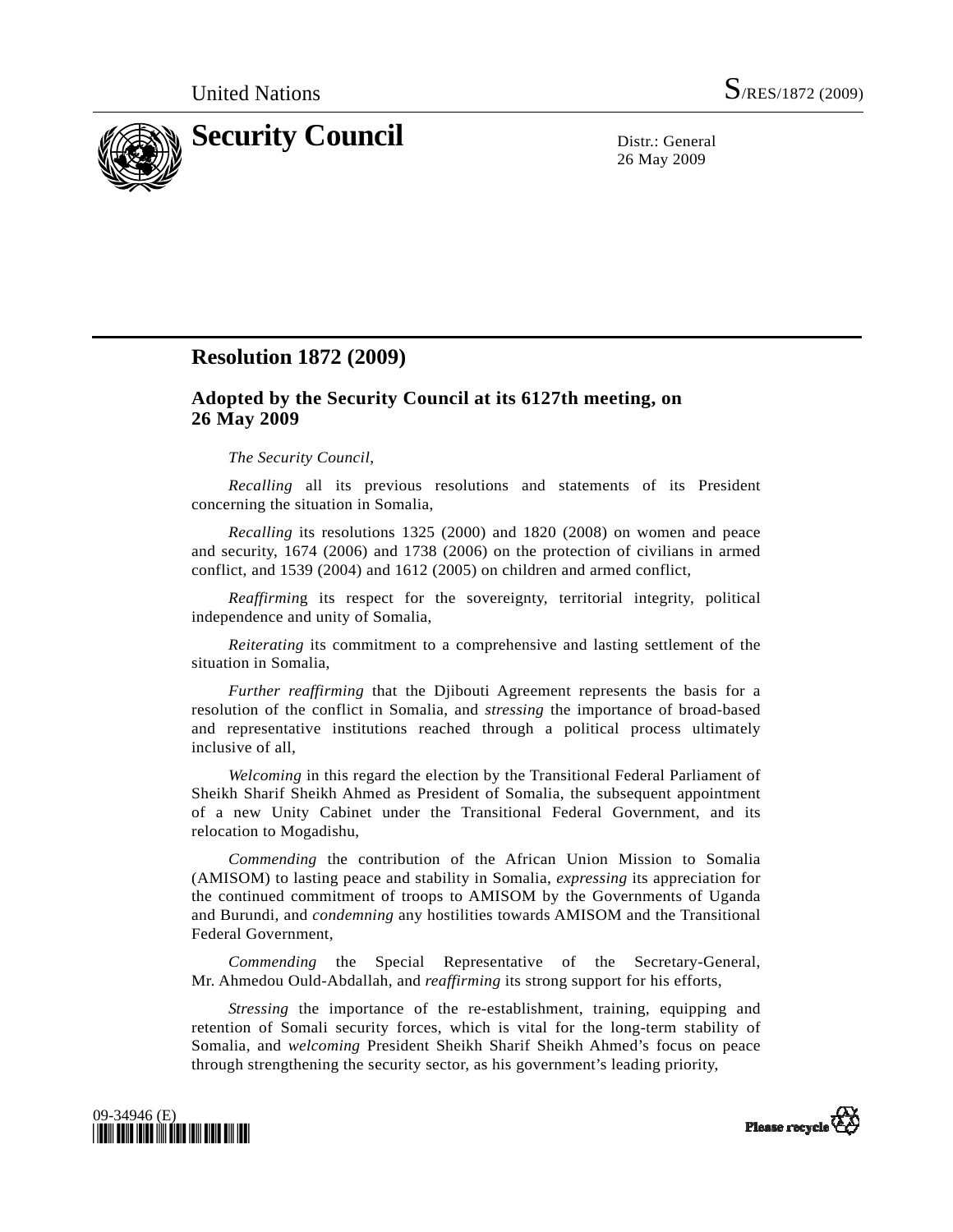United Nations S/RES/1872 (2009)

# Security Council

Distr.: General
26 May 2009

## Resolution 1872 (2009)

### Adopted by the Security Council at its 6127th meeting, on 26 May 2009

*The Security Council*,

*Recalling* all its previous resolutions and statements of its President concerning the situation in Somalia,

*Recalling* its resolutions 1325 (2000) and 1820 (2008) on women and peace and security, 1674 (2006) and 1738 (2006) on the protection of civilians in armed conflict, and 1539 (2004) and 1612 (2005) on children and armed conflict,

*Reaffirmin*g its respect for the sovereignty, territorial integrity, political independence and unity of Somalia,

*Reiterating* its commitment to a comprehensive and lasting settlement of the situation in Somalia,

*Further reaffirming* that the Djibouti Agreement represents the basis for a resolution of the conflict in Somalia, and *stressing* the importance of broad-based and representative institutions reached through a political process ultimately inclusive of all,

*Welcoming* in this regard the election by the Transitional Federal Parliament of Sheikh Sharif Sheikh Ahmed as President of Somalia, the subsequent appointment of a new Unity Cabinet under the Transitional Federal Government, and its relocation to Mogadishu,

*Commending* the contribution of the African Union Mission to Somalia (AMISOM) to lasting peace and stability in Somalia, *expressing* its appreciation for the continued commitment of troops to AMISOM by the Governments of Uganda and Burundi, and *condemning* any hostilities towards AMISOM and the Transitional Federal Government,

*Commending* the Special Representative of the Secretary-General, Mr. Ahmedou Ould-Abdallah, and *reaffirming* its strong support for his efforts,

*Stressing* the importance of the re-establishment, training, equipping and retention of Somali security forces, which is vital for the long-term stability of Somalia, and *welcoming* President Sheikh Sharif Sheikh Ahmed's focus on peace through strengthening the security sector, as his government's leading priority,

09-34946 (E)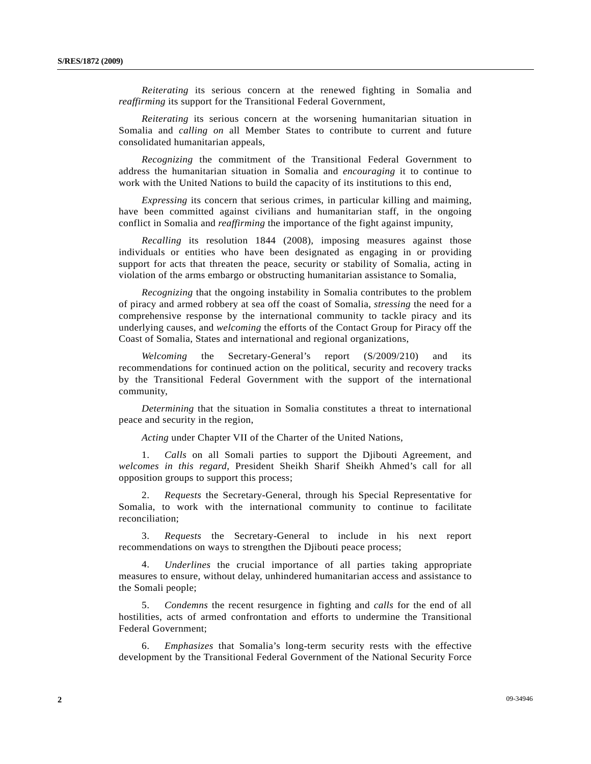*Reiterating* its serious concern at the renewed fighting in Somalia and *reaffirming* its support for the Transitional Federal Government,

*Reiterating* its serious concern at the worsening humanitarian situation in Somalia and *calling on* all Member States to contribute to current and future consolidated humanitarian appeals,

*Recognizing* the commitment of the Transitional Federal Government to address the humanitarian situation in Somalia and *encouraging* it to continue to work with the United Nations to build the capacity of its institutions to this end,

*Expressing* its concern that serious crimes, in particular killing and maiming, have been committed against civilians and humanitarian staff, in the ongoing conflict in Somalia and *reaffirming* the importance of the fight against impunity,

*Recalling* its resolution 1844 (2008), imposing measures against those individuals or entities who have been designated as engaging in or providing support for acts that threaten the peace, security or stability of Somalia, acting in violation of the arms embargo or obstructing humanitarian assistance to Somalia,

*Recognizing* that the ongoing instability in Somalia contributes to the problem of piracy and armed robbery at sea off the coast of Somalia, *stressing* the need for a comprehensive response by the international community to tackle piracy and its underlying causes, and *welcoming* the efforts of the Contact Group for Piracy off the Coast of Somalia, States and international and regional organizations,

*Welcoming* the Secretary-General's report (S/2009/210) and its recommendations for continued action on the political, security and recovery tracks by the Transitional Federal Government with the support of the international community,

*Determining* that the situation in Somalia constitutes a threat to international peace and security in the region,

*Acting* under Chapter VII of the Charter of the United Nations,

1. *Calls* on all Somali parties to support the Djibouti Agreement, and *welcomes in this regard*, President Sheikh Sharif Sheikh Ahmed's call for all opposition groups to support this process;

2. *Requests* the Secretary-General, through his Special Representative for Somalia, to work with the international community to continue to facilitate reconciliation;

3. *Requests* the Secretary-General to include in his next report recommendations on ways to strengthen the Djibouti peace process;

4. *Underlines* the crucial importance of all parties taking appropriate measures to ensure, without delay, unhindered humanitarian access and assistance to the Somali people;

5. *Condemns* the recent resurgence in fighting and *calls* for the end of all hostilities, acts of armed confrontation and efforts to undermine the Transitional Federal Government;

6. *Emphasizes* that Somalia's long-term security rests with the effective development by the Transitional Federal Government of the National Security Force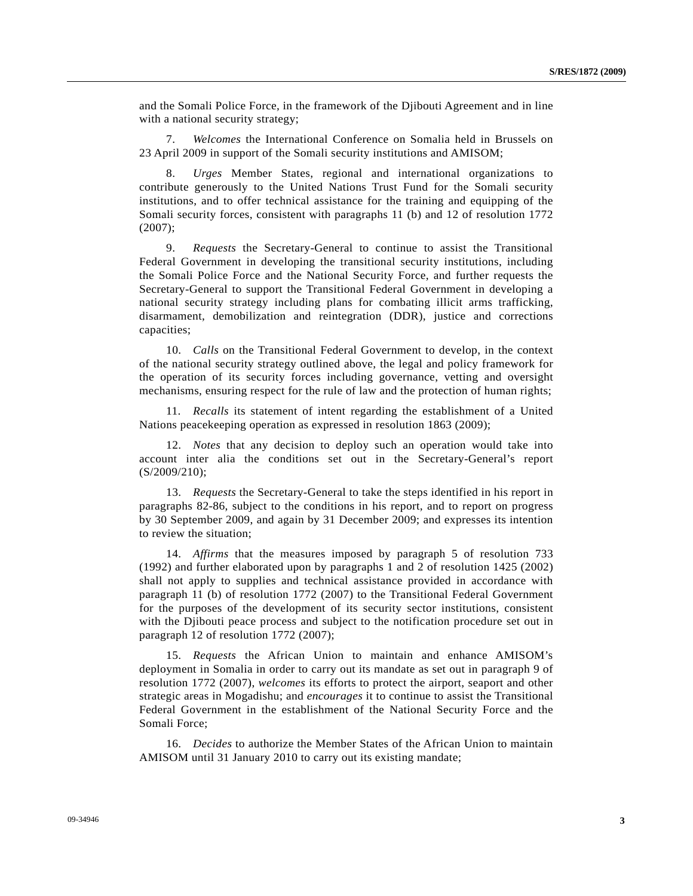and the Somali Police Force, in the framework of the Djibouti Agreement and in line with a national security strategy;

7. *Welcomes* the International Conference on Somalia held in Brussels on 23 April 2009 in support of the Somali security institutions and AMISOM;

8. *Urges* Member States, regional and international organizations to contribute generously to the United Nations Trust Fund for the Somali security institutions, and to offer technical assistance for the training and equipping of the Somali security forces, consistent with paragraphs 11 (b) and 12 of resolution 1772 (2007);

9. *Requests* the Secretary-General to continue to assist the Transitional Federal Government in developing the transitional security institutions, including the Somali Police Force and the National Security Force, and further requests the Secretary-General to support the Transitional Federal Government in developing a national security strategy including plans for combating illicit arms trafficking, disarmament, demobilization and reintegration (DDR), justice and corrections capacities;

10. *Calls* on the Transitional Federal Government to develop, in the context of the national security strategy outlined above, the legal and policy framework for the operation of its security forces including governance, vetting and oversight mechanisms, ensuring respect for the rule of law and the protection of human rights;

11. *Recalls* its statement of intent regarding the establishment of a United Nations peacekeeping operation as expressed in resolution 1863 (2009);

12. *Notes* that any decision to deploy such an operation would take into account inter alia the conditions set out in the Secretary-General's report (S/2009/210);

13. *Requests* the Secretary-General to take the steps identified in his report in paragraphs 82-86, subject to the conditions in his report, and to report on progress by 30 September 2009, and again by 31 December 2009; and expresses its intention to review the situation;

14. *Affirms* that the measures imposed by paragraph 5 of resolution 733 (1992) and further elaborated upon by paragraphs 1 and 2 of resolution 1425 (2002) shall not apply to supplies and technical assistance provided in accordance with paragraph 11 (b) of resolution 1772 (2007) to the Transitional Federal Government for the purposes of the development of its security sector institutions, consistent with the Djibouti peace process and subject to the notification procedure set out in paragraph 12 of resolution 1772 (2007);

15. *Requests* the African Union to maintain and enhance AMISOM's deployment in Somalia in order to carry out its mandate as set out in paragraph 9 of resolution 1772 (2007), *welcomes* its efforts to protect the airport, seaport and other strategic areas in Mogadishu; and *encourages* it to continue to assist the Transitional Federal Government in the establishment of the National Security Force and the Somali Force;

16. *Decides* to authorize the Member States of the African Union to maintain AMISOM until 31 January 2010 to carry out its existing mandate;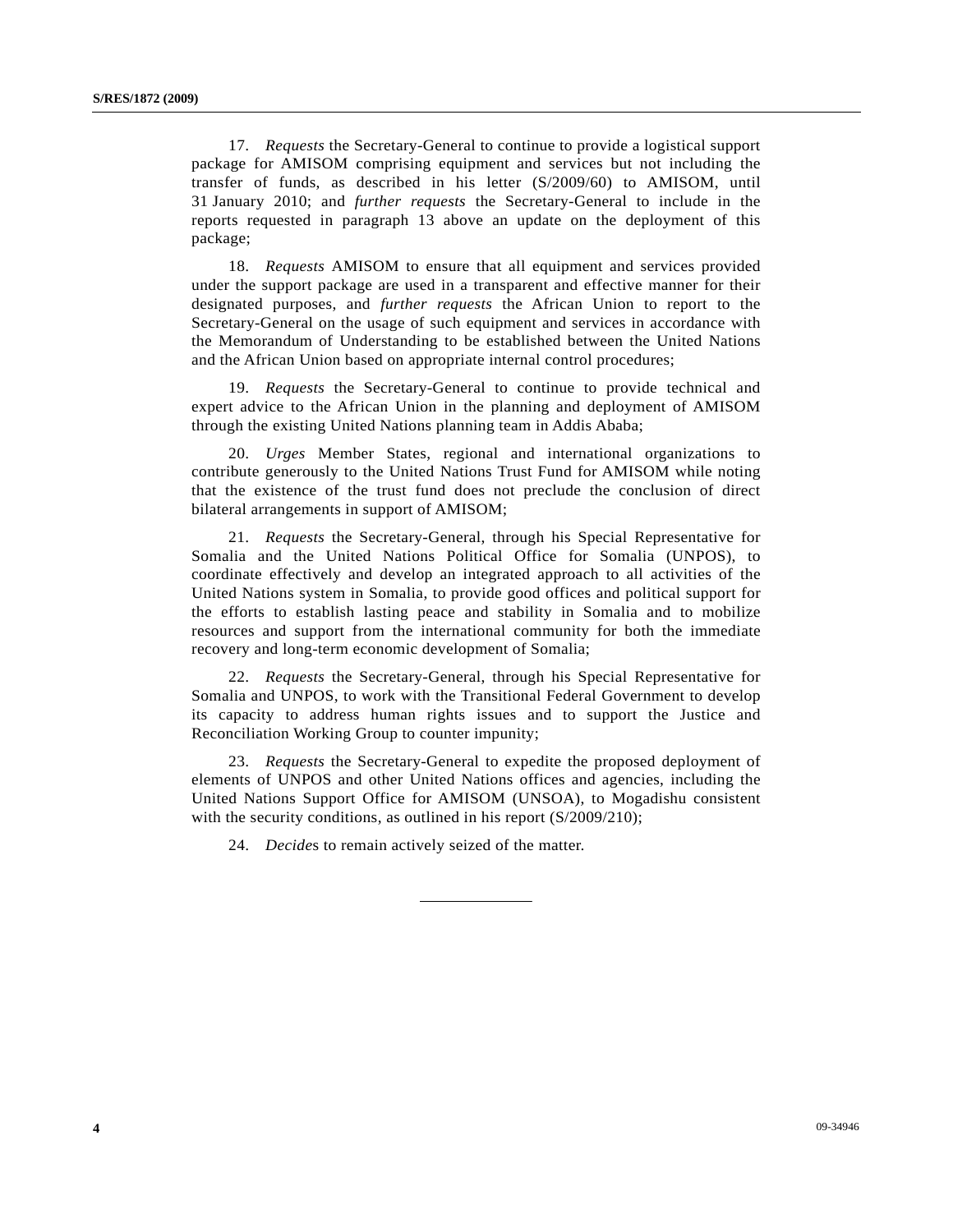17. *Requests* the Secretary-General to continue to provide a logistical support package for AMISOM comprising equipment and services but not including the transfer of funds, as described in his letter (S/2009/60) to AMISOM, until 31 January 2010; and *further requests* the Secretary-General to include in the reports requested in paragraph 13 above an update on the deployment of this package;

18. *Requests* AMISOM to ensure that all equipment and services provided under the support package are used in a transparent and effective manner for their designated purposes, and *further requests* the African Union to report to the Secretary-General on the usage of such equipment and services in accordance with the Memorandum of Understanding to be established between the United Nations and the African Union based on appropriate internal control procedures;

19. *Requests* the Secretary-General to continue to provide technical and expert advice to the African Union in the planning and deployment of AMISOM through the existing United Nations planning team in Addis Ababa;

20. *Urges* Member States, regional and international organizations to contribute generously to the United Nations Trust Fund for AMISOM while noting that the existence of the trust fund does not preclude the conclusion of direct bilateral arrangements in support of AMISOM;

21. *Requests* the Secretary-General, through his Special Representative for Somalia and the United Nations Political Office for Somalia (UNPOS), to coordinate effectively and develop an integrated approach to all activities of the United Nations system in Somalia, to provide good offices and political support for the efforts to establish lasting peace and stability in Somalia and to mobilize resources and support from the international community for both the immediate recovery and long-term economic development of Somalia;

22. *Requests* the Secretary-General, through his Special Representative for Somalia and UNPOS, to work with the Transitional Federal Government to develop its capacity to address human rights issues and to support the Justice and Reconciliation Working Group to counter impunity;

23. *Requests* the Secretary-General to expedite the proposed deployment of elements of UNPOS and other United Nations offices and agencies, including the United Nations Support Office for AMISOM (UNSOA), to Mogadishu consistent with the security conditions, as outlined in his report (S/2009/210);

24. *Decide*s to remain actively seized of the matter.